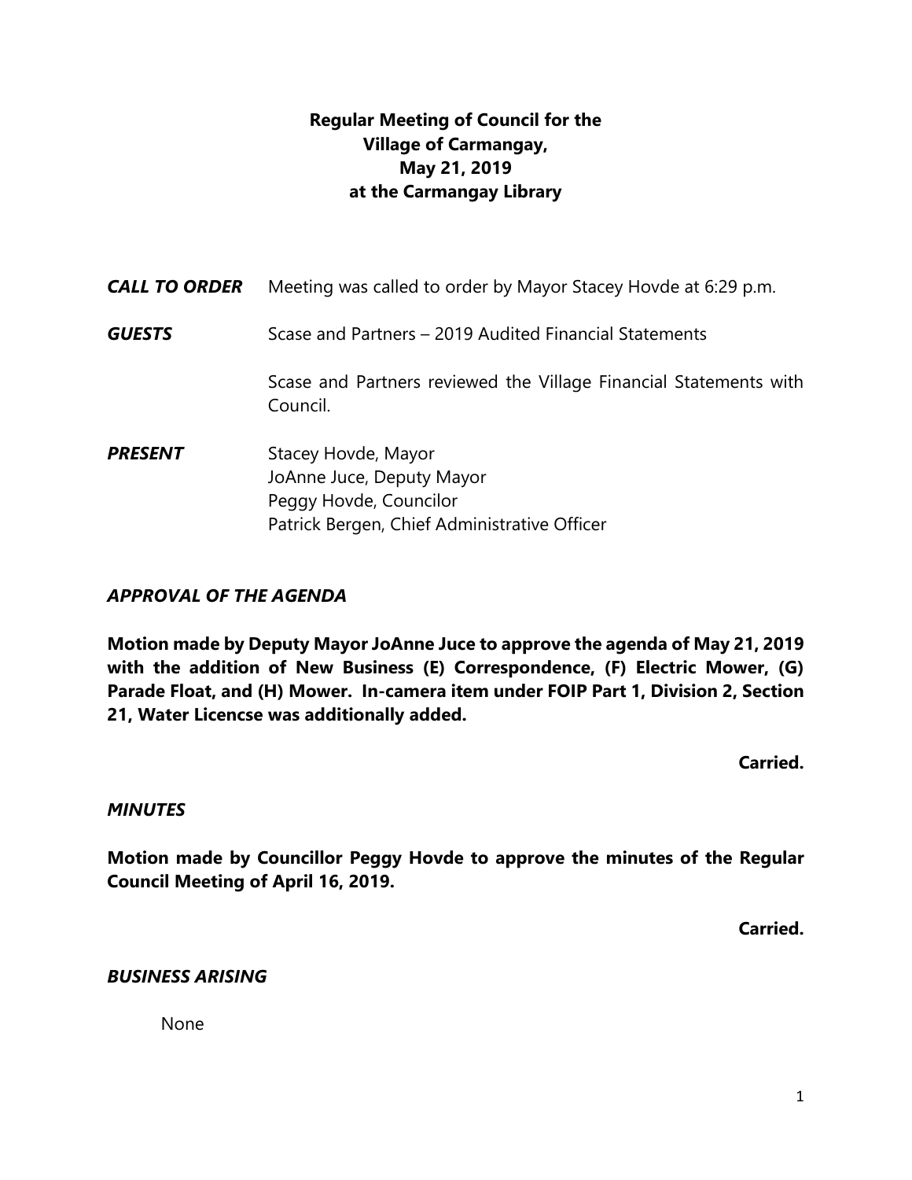# Regular Meeting of Council for the Village of Carmangay, May 21, 2019 at the Carmangay Library

***CALL TO ORDER*** Meeting was called to order by Mayor Stacey Hovde at 6:29 p.m.

***GUESTS*** Scase and Partners – 2019 Audited Financial Statements

Scase and Partners reviewed the Village Financial Statements with Council.

***PRESENT***
Stacey Hovde, Mayor
JoAnne Juce, Deputy Mayor
Peggy Hovde, Councilor
Patrick Bergen, Chief Administrative Officer

## *APPROVAL OF THE AGENDA*

**Motion made by Deputy Mayor JoAnne Juce to approve the agenda of May 21, 2019 with the addition of New Business (E) Correspondence, (F) Electric Mower, (G) Parade Float, and (H) Mower. In-camera item under FOIP Part 1, Division 2, Section 21, Water Licencse was additionally added.**

**Carried.**

## *MINUTES*

**Motion made by Councillor Peggy Hovde to approve the minutes of the Regular Council Meeting of April 16, 2019.**

**Carried.**

## *BUSINESS ARISING*

None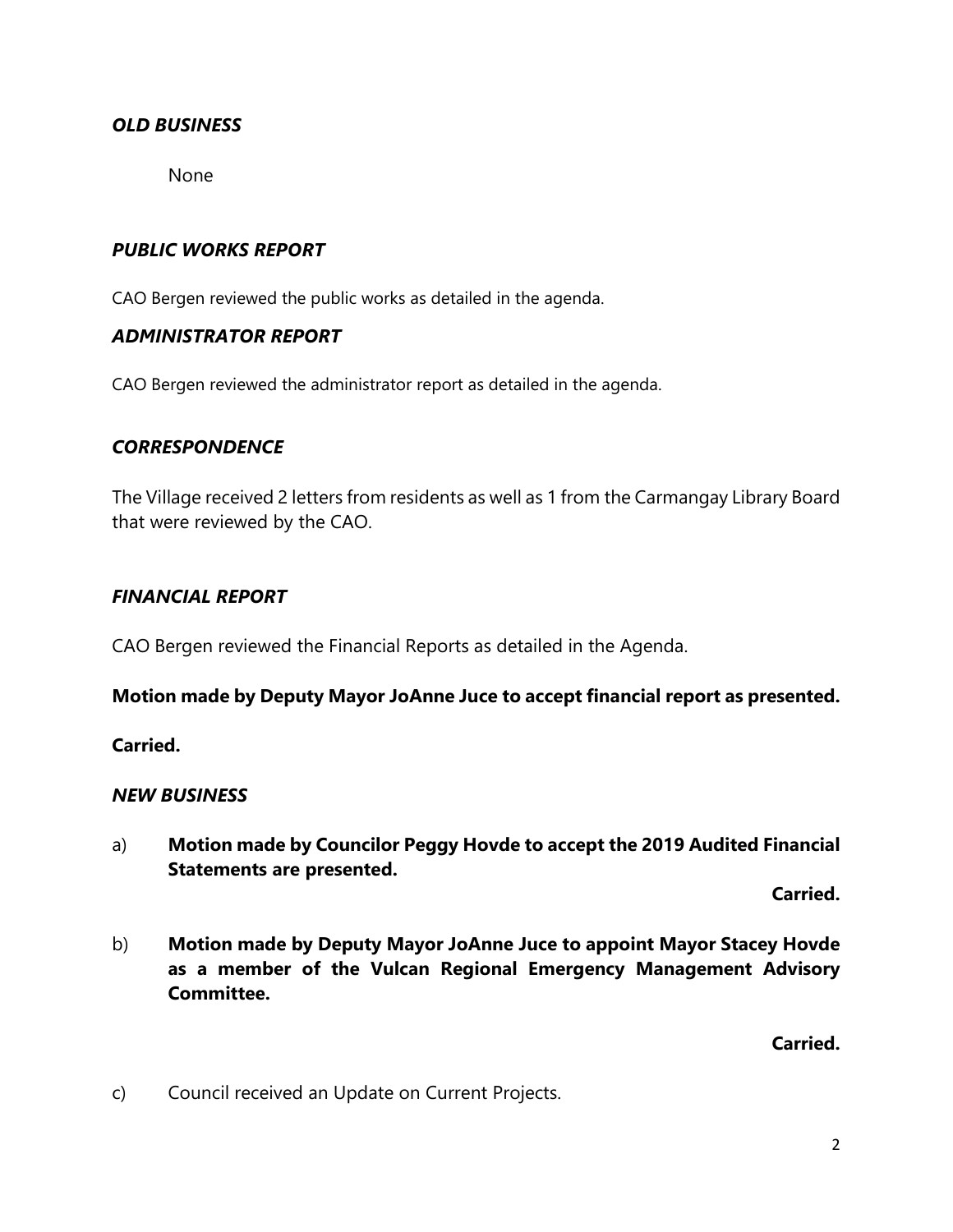### *OLD BUSINESS*

None

### *PUBLIC WORKS REPORT*

CAO Bergen reviewed the public works as detailed in the agenda.

### *ADMINISTRATOR REPORT*

CAO Bergen reviewed the administrator report as detailed in the agenda.

### *CORRESPONDENCE*

The Village received 2 letters from residents as well as 1 from the Carmangay Library Board that were reviewed by the CAO.

### *FINANCIAL REPORT*

CAO Bergen reviewed the Financial Reports as detailed in the Agenda.

**Motion made by Deputy Mayor JoAnne Juce to accept financial report as presented.**

**Carried.**

### *NEW BUSINESS*

a) **Motion made by Councilor Peggy Hovde to accept the 2019 Audited Financial Statements are presented.**

**Carried.**

b) **Motion made by Deputy Mayor JoAnne Juce to appoint Mayor Stacey Hovde as a member of the Vulcan Regional Emergency Management Advisory Committee.**

**Carried.**

c) Council received an Update on Current Projects.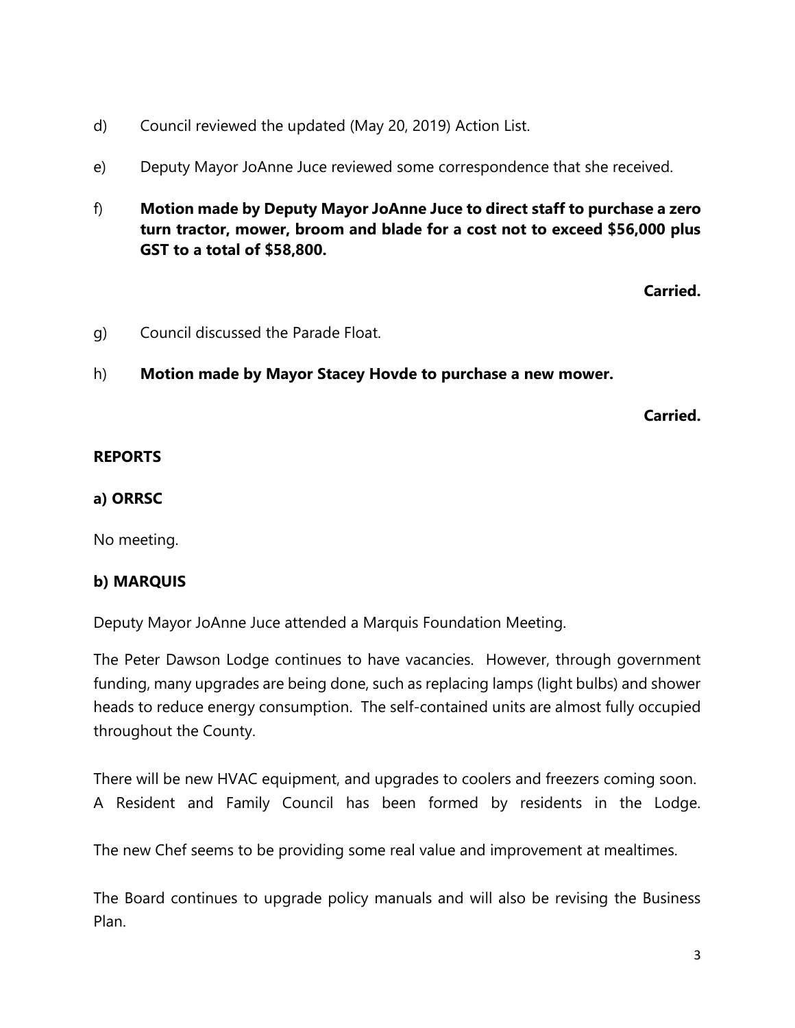d) Council reviewed the updated (May 20, 2019) Action List.

e) Deputy Mayor JoAnne Juce reviewed some correspondence that she received.

f) **Motion made by Deputy Mayor JoAnne Juce to direct staff to purchase a zero turn tractor, mower, broom and blade for a cost not to exceed $56,000 plus GST to a total of $58,800.**

**Carried.**

g) Council discussed the Parade Float.

h) **Motion made by Mayor Stacey Hovde to purchase a new mower.**

**Carried.**

## REPORTS

### a) ORRSC

No meeting.

### b) MARQUIS

Deputy Mayor JoAnne Juce attended a Marquis Foundation Meeting.

The Peter Dawson Lodge continues to have vacancies. However, through government funding, many upgrades are being done, such as replacing lamps (light bulbs) and shower heads to reduce energy consumption. The self-contained units are almost fully occupied throughout the County.

There will be new HVAC equipment, and upgrades to coolers and freezers coming soon. A Resident and Family Council has been formed by residents in the Lodge.

The new Chef seems to be providing some real value and improvement at mealtimes.

The Board continues to upgrade policy manuals and will also be revising the Business Plan.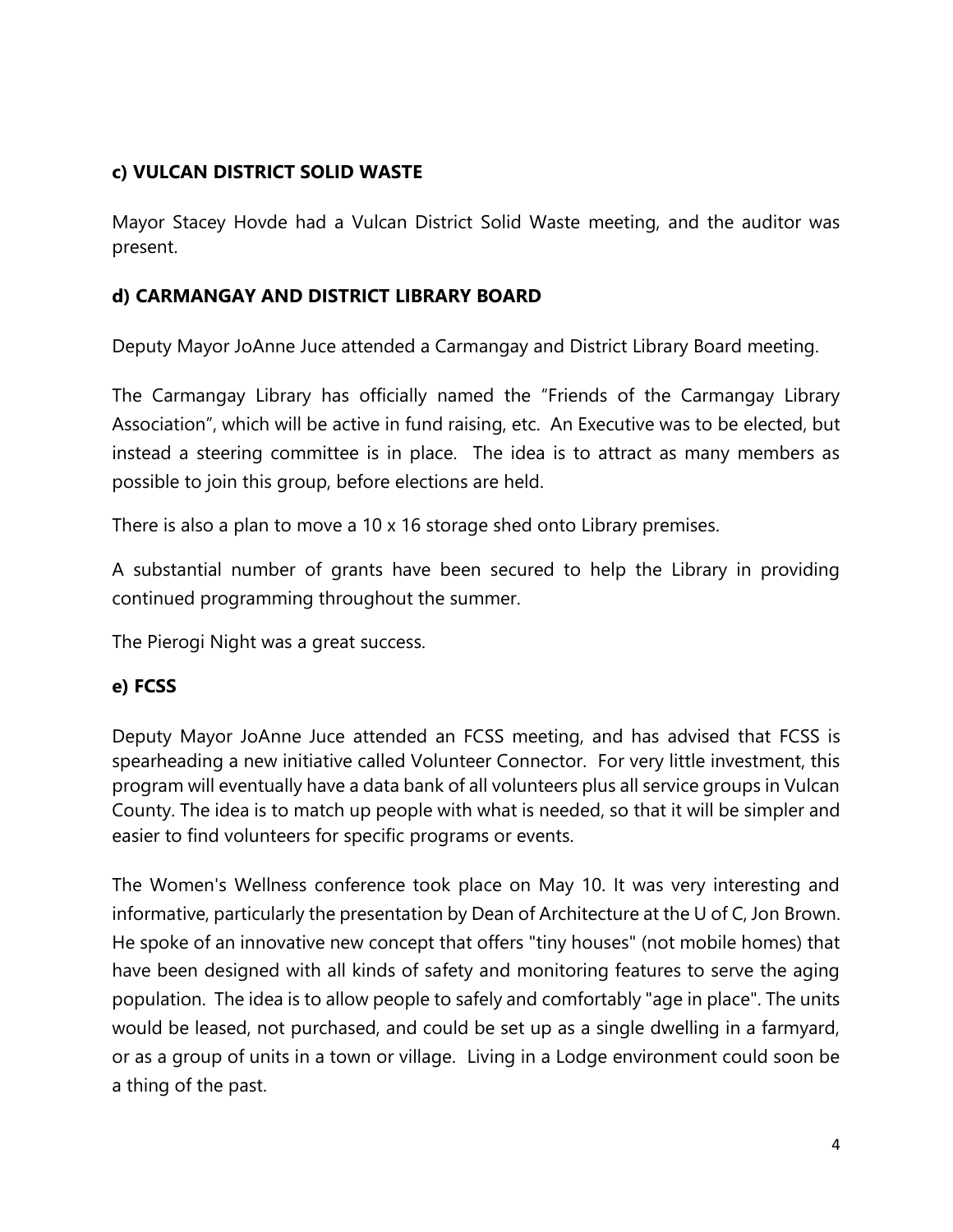### c) VULCAN DISTRICT SOLID WASTE

Mayor Stacey Hovde had a Vulcan District Solid Waste meeting, and the auditor was present.

### d) CARMANGAY AND DISTRICT LIBRARY BOARD

Deputy Mayor JoAnne Juce attended a Carmangay and District Library Board meeting.

The Carmangay Library has officially named the "Friends of the Carmangay Library Association", which will be active in fund raising, etc. An Executive was to be elected, but instead a steering committee is in place. The idea is to attract as many members as possible to join this group, before elections are held.

There is also a plan to move a 10 x 16 storage shed onto Library premises.

A substantial number of grants have been secured to help the Library in providing continued programming throughout the summer.

The Pierogi Night was a great success.

### e) FCSS

Deputy Mayor JoAnne Juce attended an FCSS meeting, and has advised that FCSS is spearheading a new initiative called Volunteer Connector. For very little investment, this program will eventually have a data bank of all volunteers plus all service groups in Vulcan County. The idea is to match up people with what is needed, so that it will be simpler and easier to find volunteers for specific programs or events.

The Women's Wellness conference took place on May 10. It was very interesting and informative, particularly the presentation by Dean of Architecture at the U of C, Jon Brown. He spoke of an innovative new concept that offers "tiny houses" (not mobile homes) that have been designed with all kinds of safety and monitoring features to serve the aging population. The idea is to allow people to safely and comfortably "age in place". The units would be leased, not purchased, and could be set up as a single dwelling in a farmyard, or as a group of units in a town or village. Living in a Lodge environment could soon be a thing of the past.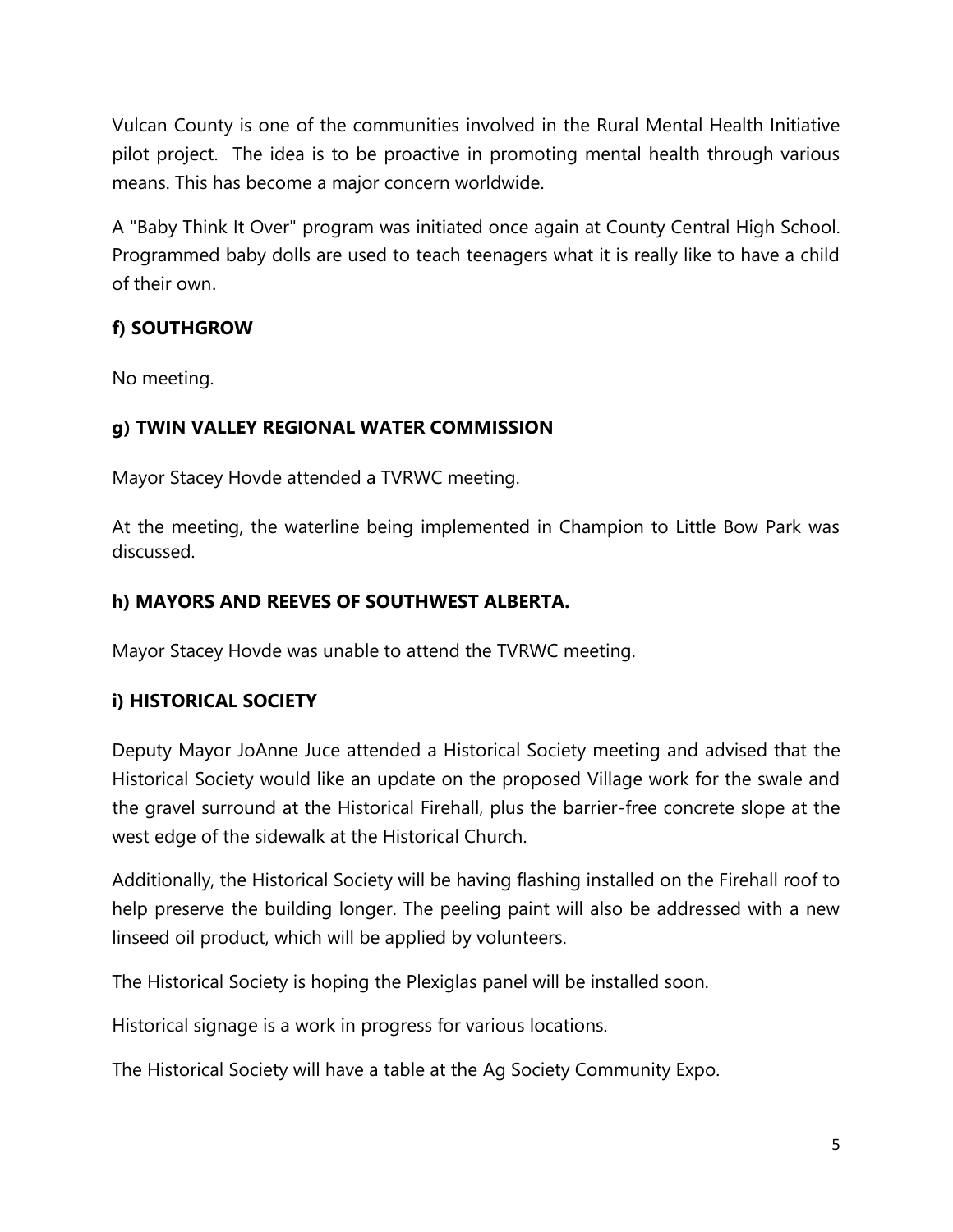Vulcan County is one of the communities involved in the Rural Mental Health Initiative pilot project. The idea is to be proactive in promoting mental health through various means. This has become a major concern worldwide.

A "Baby Think It Over" program was initiated once again at County Central High School. Programmed baby dolls are used to teach teenagers what it is really like to have a child of their own.

### f) SOUTHGROW

No meeting.

### g) TWIN VALLEY REGIONAL WATER COMMISSION

Mayor Stacey Hovde attended a TVRWC meeting.

At the meeting, the waterline being implemented in Champion to Little Bow Park was discussed.

### h) MAYORS AND REEVES OF SOUTHWEST ALBERTA.

Mayor Stacey Hovde was unable to attend the TVRWC meeting.

### i) HISTORICAL SOCIETY

Deputy Mayor JoAnne Juce attended a Historical Society meeting and advised that the Historical Society would like an update on the proposed Village work for the swale and the gravel surround at the Historical Firehall, plus the barrier-free concrete slope at the west edge of the sidewalk at the Historical Church.

Additionally, the Historical Society will be having flashing installed on the Firehall roof to help preserve the building longer. The peeling paint will also be addressed with a new linseed oil product, which will be applied by volunteers.

The Historical Society is hoping the Plexiglas panel will be installed soon.

Historical signage is a work in progress for various locations.

The Historical Society will have a table at the Ag Society Community Expo.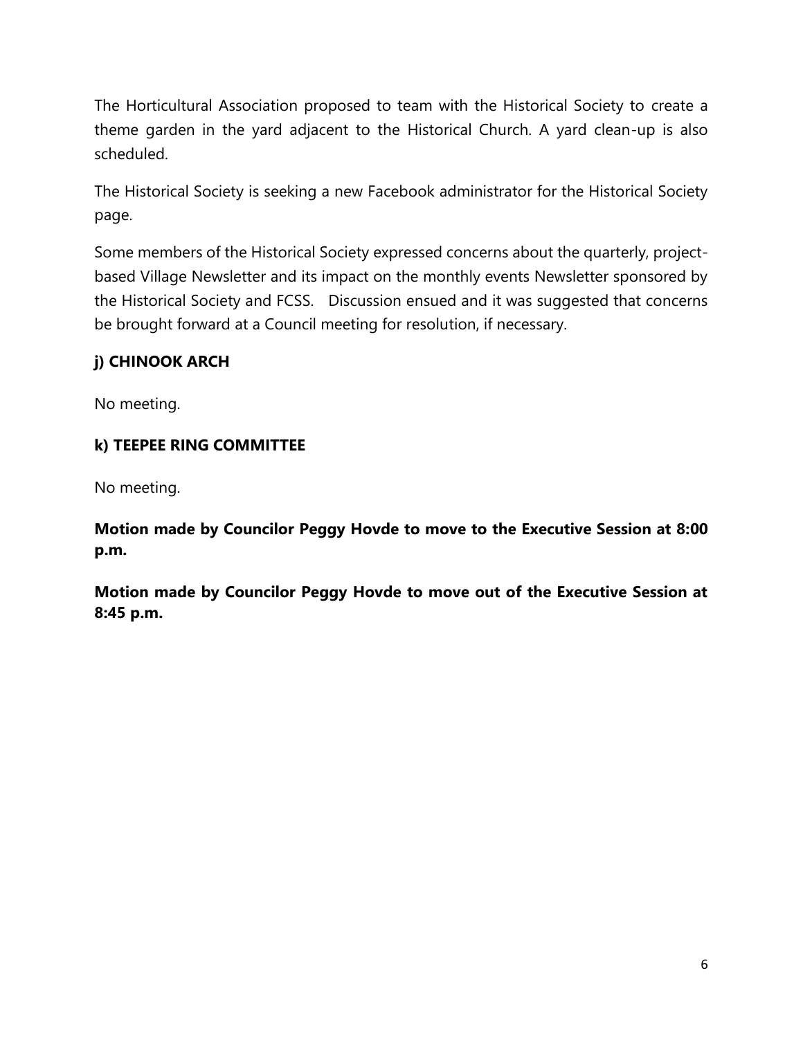The Horticultural Association proposed to team with the Historical Society to create a theme garden in the yard adjacent to the Historical Church. A yard clean-up is also scheduled.

The Historical Society is seeking a new Facebook administrator for the Historical Society page.

Some members of the Historical Society expressed concerns about the quarterly, project-based Village Newsletter and its impact on the monthly events Newsletter sponsored by the Historical Society and FCSS. Discussion ensued and it was suggested that concerns be brought forward at a Council meeting for resolution, if necessary.

### j) CHINOOK ARCH

No meeting.

### k) TEEPEE RING COMMITTEE

No meeting.

**Motion made by Councilor Peggy Hovde to move to the Executive Session at 8:00 p.m.**

**Motion made by Councilor Peggy Hovde to move out of the Executive Session at 8:45 p.m.**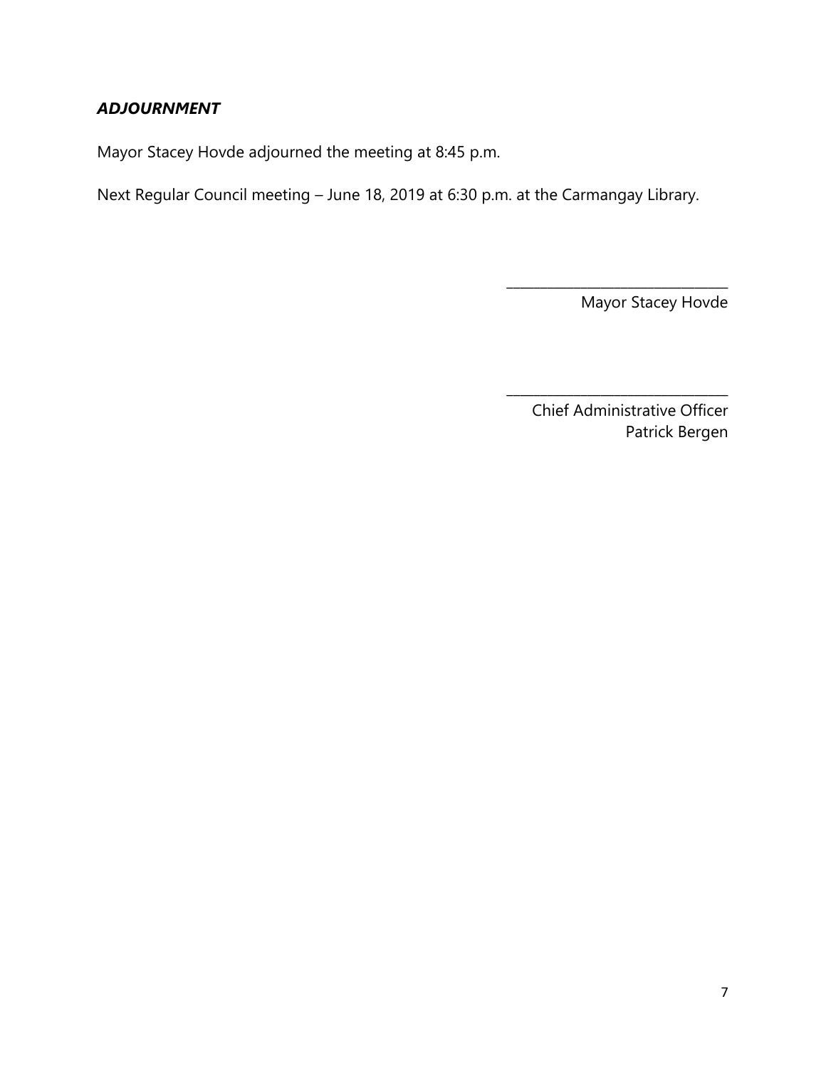***ADJOURNMENT***

Mayor Stacey Hovde adjourned the meeting at 8:45 p.m.

Next Regular Council meeting – June 18, 2019 at 6:30 p.m. at the Carmangay Library.

\_\_\_\_\_\_\_\_\_\_\_\_\_\_\_\_\_\_\_\_\_\_\_\_\_\_\_\_\_\_\_\_
Mayor Stacey Hovde

\_\_\_\_\_\_\_\_\_\_\_\_\_\_\_\_\_\_\_\_\_\_\_\_\_\_\_\_\_\_\_\_
Chief Administrative Officer
Patrick Bergen